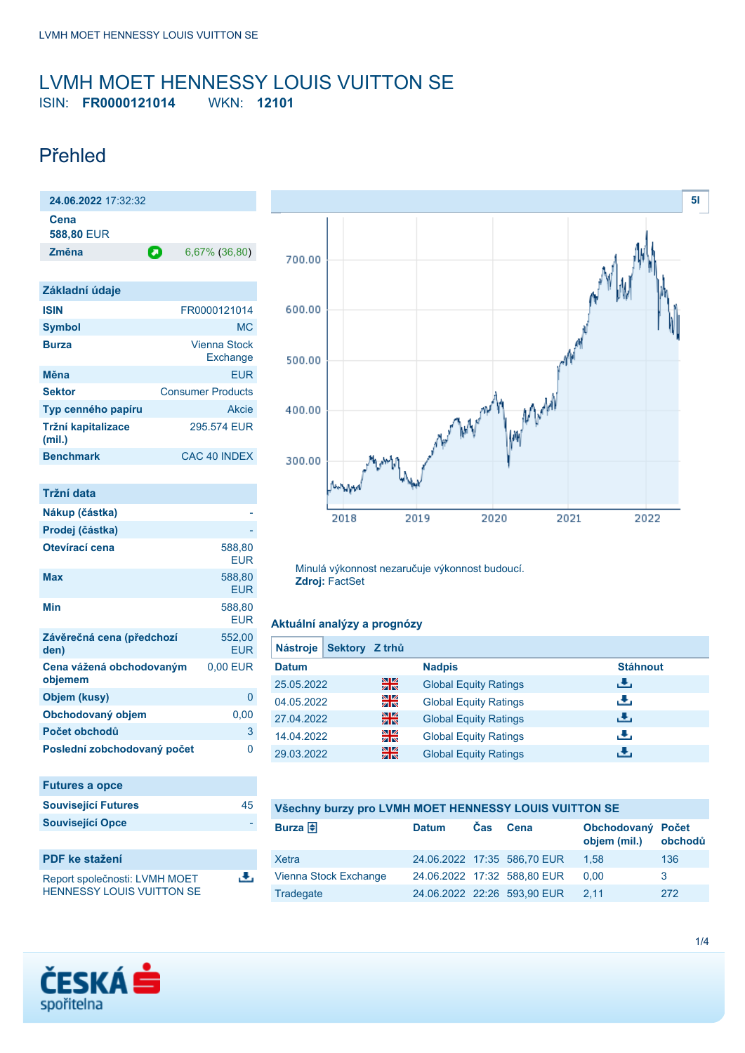# LVMH MOET HENNESSY LOUIS VUITTON SE

ISIN: **FR0000121014** WKN: **12101**

## Přehled

**24.06.2022** 17:32:32

| | |
|---|---|
| **Cena** 588,80 EUR | |
| **Změna** | 6,67% (36,80) |

| Základní údaje | |
|---|---|
| **ISIN** | FR0000121014 |
| **Symbol** | MC |
| **Burza** | Vienna Stock Exchange |
| **Měna** | EUR |
| **Sektor** | Consumer Products |
| **Typ cenného papíru** | Akcie |
| **Tržní kapitalizace (mil.)** | 295.574 EUR |
| **Benchmark** | CAC 40 INDEX |

| Tržní data | |
|---|---|
| **Nákup (částka)** | - |
| **Prodej (částka)** | - |
| **Otevírací cena** | 588,80 EUR |
| **Max** | 588,80 EUR |
| **Min** | 588,80 EUR |
| **Závěrečná cena (předchozí den)** | 552,00 EUR |
| **Cena vážená obchodovaným objemem** | 0,00 EUR |
| **Objem (kusy)** | 0 |
| **Obchodovaný objem** | 0,00 |
| **Počet obchodů** | 3 |
| **Poslední zobchodovaný počet** | 0 |

| Futures a opce | |
|---|---|
| **Související Futures** | 45 |
| **Související Opce** | - |

**PDF ke stažení**

Report společnosti: LVMH MOET HENNESSY LOUIS VUITTON SE

Minulá výkonnost nezaručuje výkonnost budoucí.
**Zdroj:** FactSet

### Aktuální analýzy a prognózy

Nástroje | Sektory | Z trhů

| Datum | Nadpis | Stáhnout |
|---|---|---|
| 25.05.2022 | Global Equity Ratings | |
| 04.05.2022 | Global Equity Ratings | |
| 27.04.2022 | Global Equity Ratings | |
| 14.04.2022 | Global Equity Ratings | |
| 29.03.2022 | Global Equity Ratings | |

### Všechny burzy pro LVMH MOET HENNESSY LOUIS VUITTON SE

| Burza | Datum | Čas | Cena | Obchodovaný objem (mil.) | Počet obchodů |
|---|---|---|---|---|---|
| Xetra | 24.06.2022 | 17:35 | 586,70 EUR | 1,58 | 136 |
| Vienna Stock Exchange | 24.06.2022 | 17:32 | 588,80 EUR | 0,00 | 3 |
| Tradegate | 24.06.2022 | 22:26 | 593,90 EUR | 2,11 | 272 |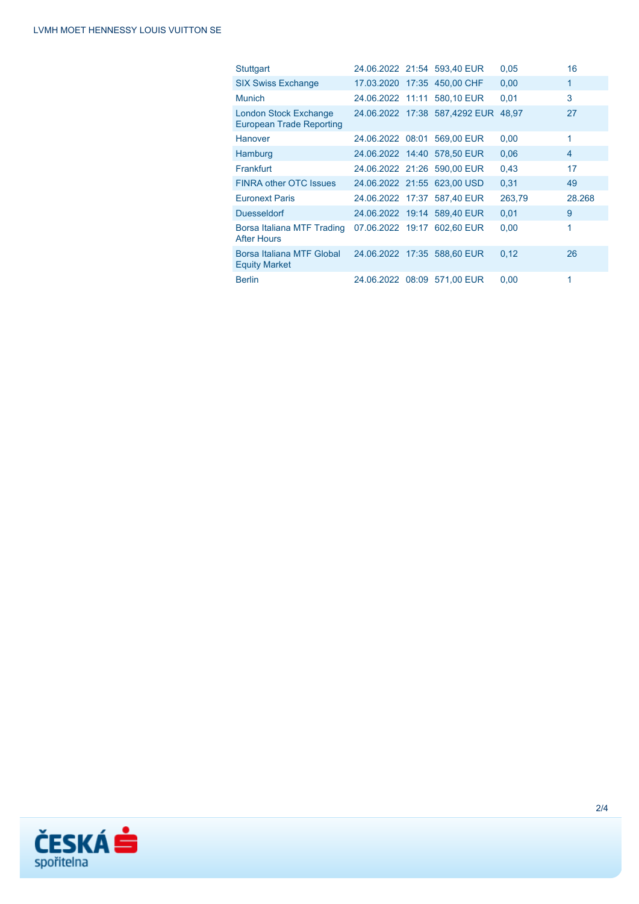| | | | | | |
|---|---|---|---|---|---|
| Stuttgart | 24.06.2022 | 21:54 | 593,40 EUR | 0,05 | 16 |
| SIX Swiss Exchange | 17.03.2020 | 17:35 | 450,00 CHF | 0,00 | 1 |
| Munich | 24.06.2022 | 11:11 | 580,10 EUR | 0,01 | 3 |
| London Stock Exchange European Trade Reporting | 24.06.2022 | 17:38 | 587,4292 EUR | 48,97 | 27 |
| Hanover | 24.06.2022 | 08:01 | 569,00 EUR | 0,00 | 1 |
| Hamburg | 24.06.2022 | 14:40 | 578,50 EUR | 0,06 | 4 |
| Frankfurt | 24.06.2022 | 21:26 | 590,00 EUR | 0,43 | 17 |
| FINRA other OTC Issues | 24.06.2022 | 21:55 | 623,00 USD | 0,31 | 49 |
| Euronext Paris | 24.06.2022 | 17:37 | 587,40 EUR | 263,79 | 28.268 |
| Duesseldorf | 24.06.2022 | 19:14 | 589,40 EUR | 0,01 | 9 |
| Borsa Italiana MTF Trading After Hours | 07.06.2022 | 19:17 | 602,60 EUR | 0,00 | 1 |
| Borsa Italiana MTF Global Equity Market | 24.06.2022 | 17:35 | 588,60 EUR | 0,12 | 26 |
| Berlin | 24.06.2022 | 08:09 | 571,00 EUR | 0,00 | 1 |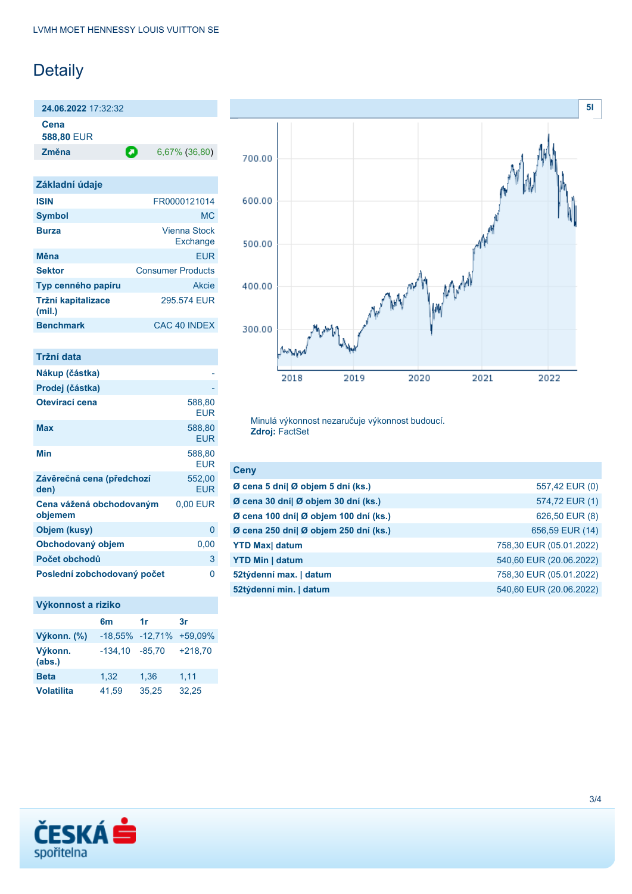LVMH MOET HENNESSY LOUIS VUITTON SE

# Detaily

| 24.06.2022 17:32:32 | |
|---|---|
| Cena | 588,80 EUR |
| Změna | 6,67% (36,80) |

## Základní údaje

| | |
|---|---|
| ISIN | FR0000121014 |
| Symbol | MC |
| Burza | Vienna Stock Exchange |
| Měna | EUR |
| Sektor | Consumer Products |
| Typ cenného papíru | Akcie |
| Tržní kapitalizace (mil.) | 295.574 EUR |
| Benchmark | CAC 40 INDEX |

## Tržní data

| | |
|---|---|
| Nákup (částka) | - |
| Prodej (částka) | - |
| Otevírací cena | 588,80 EUR |
| Max | 588,80 EUR |
| Min | 588,80 EUR |
| Závěrečná cena (předchozí den) | 552,00 EUR |
| Cena vážená obchodovaným objemem | 0,00 EUR |
| Objem (kusy) | 0 |
| Obchodovaný objem | 0,00 |
| Počet obchodů | 3 |
| Poslední zobchodovaný počet | 0 |

## Výkonnost a riziko

| | 6m | 1r | 3r |
|---|---|---|---|
| Výkonn. (%) | -18,55% | -12,71% | +59,09% |
| Výkonn. (abs.) | -134,10 | -85,70 | +218,70 |
| Beta | 1,32 | 1,36 | 1,11 |
| Volatilita | 41,59 | 35,25 | 32,25 |

Minulá výkonnost nezaručuje výkonnost budoucí.
**Zdroj:** FactSet

## Ceny

| | |
|---|---|
| Ø cena 5 dní\| Ø objem 5 dní (ks.) | 557,42 EUR (0) |
| Ø cena 30 dní\| Ø objem 30 dní (ks.) | 574,72 EUR (1) |
| Ø cena 100 dní\| Ø objem 100 dní (ks.) | 626,50 EUR (8) |
| Ø cena 250 dní\| Ø objem 250 dní (ks.) | 656,59 EUR (14) |
| YTD Max\| datum | 758,30 EUR (05.01.2022) |
| YTD Min \| datum | 540,60 EUR (20.06.2022) |
| 52týdenní max. \| datum | 758,30 EUR (05.01.2022) |
| 52týdenní min. \| datum | 540,60 EUR (20.06.2022) |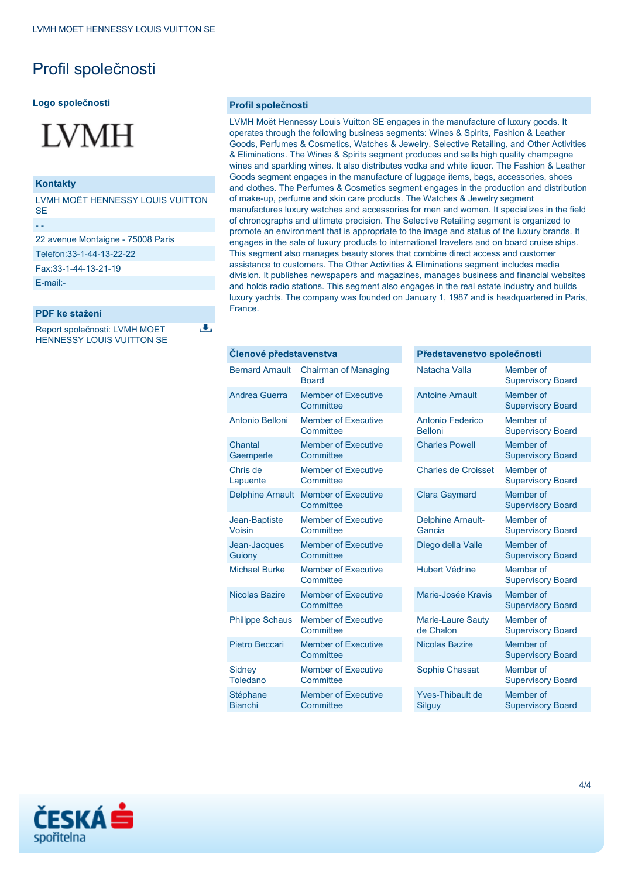# Profil společnosti

### Logo společnosti

LVMH

### Kontakty

| |
|---|
| LVMH MOËT HENNESSY LOUIS VUITTON SE |
| - - |
| 22 avenue Montaigne - 75008 Paris |
| Telefon:33-1-44-13-22-22 |
| Fax:33-1-44-13-21-19 |
| E-mail:- |

### PDF ke stažení

Report společnosti: LVMH MOET HENNESSY LOUIS VUITTON SE

### Profil společnosti

LVMH Moët Hennessy Louis Vuitton SE engages in the manufacture of luxury goods. It operates through the following business segments: Wines & Spirits, Fashion & Leather Goods, Perfumes & Cosmetics, Watches & Jewelry, Selective Retailing, and Other Activities & Eliminations. The Wines & Spirits segment produces and sells high quality champagne wines and sparkling wines. It also distributes vodka and white liquor. The Fashion & Leather Goods segment engages in the manufacture of luggage items, bags, accessories, shoes and clothes. The Perfumes & Cosmetics segment engages in the production and distribution of make-up, perfume and skin care products. The Watches & Jewelry segment manufactures luxury watches and accessories for men and women. It specializes in the field of chronographs and ultimate precision. The Selective Retailing segment is organized to promote an environment that is appropriate to the image and status of the luxury brands. It engages in the sale of luxury products to international travelers and on board cruise ships. This segment also manages beauty stores that combine direct access and customer assistance to customers. The Other Activities & Eliminations segment includes media division. It publishes newspapers and magazines, manages business and financial websites and holds radio stations. This segment also engages in the real estate industry and builds luxury yachts. The company was founded on January 1, 1987 and is headquartered in Paris, France.

### Členové představenstva

| | |
|---|---|
| Bernard Arnault | Chairman of Managing Board |
| Andrea Guerra | Member of Executive Committee |
| Antonio Belloni | Member of Executive Committee |
| Chantal Gaemperle | Member of Executive Committee |
| Chris de Lapuente | Member of Executive Committee |
| Delphine Arnault | Member of Executive Committee |
| Jean-Baptiste Voisin | Member of Executive Committee |
| Jean-Jacques Guiony | Member of Executive Committee |
| Michael Burke | Member of Executive Committee |
| Nicolas Bazire | Member of Executive Committee |
| Philippe Schaus | Member of Executive Committee |
| Pietro Beccari | Member of Executive Committee |
| Sidney Toledano | Member of Executive Committee |
| Stéphane Bianchi | Member of Executive Committee |

### Představenstvo společnosti

| | |
|---|---|
| Natacha Valla | Member of Supervisory Board |
| Antoine Arnault | Member of Supervisory Board |
| Antonio Federico Belloni | Member of Supervisory Board |
| Charles Powell | Member of Supervisory Board |
| Charles de Croisset | Member of Supervisory Board |
| Clara Gaymard | Member of Supervisory Board |
| Delphine Arnault-Gancia | Member of Supervisory Board |
| Diego della Valle | Member of Supervisory Board |
| Hubert Védrine | Member of Supervisory Board |
| Marie-Josée Kravis | Member of Supervisory Board |
| Marie-Laure Sauty de Chalon | Member of Supervisory Board |
| Nicolas Bazire | Member of Supervisory Board |
| Sophie Chassat | Member of Supervisory Board |
| Yves-Thibault de Silguy | Member of Supervisory Board |